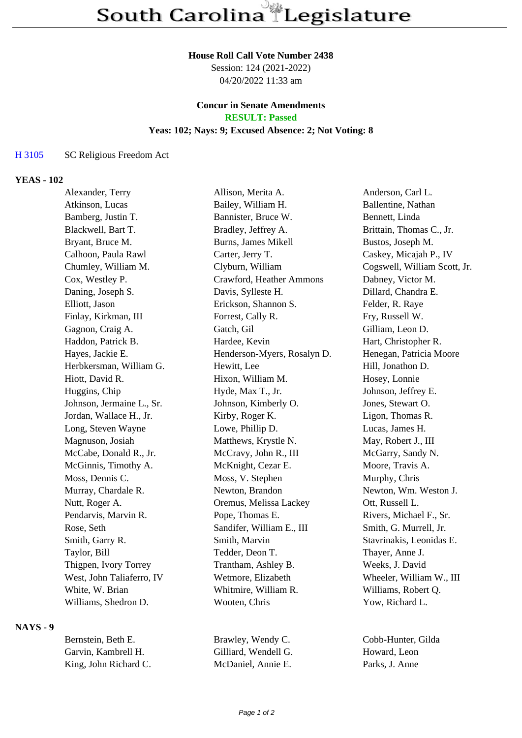# South Carolina Legislature

**House Roll Call Vote Number 2438**
Session: 124 (2021-2022)
04/20/2022 11:33 am

**Concur in Senate Amendments**
**RESULT: Passed**
**Yeas: 102; Nays: 9; Excused Absence: 2; Not Voting: 8**

H 3105 SC Religious Freedom Act

### YEAS - 102

| | | |
|---|---|---|
| Alexander, Terry | Allison, Merita A. | Anderson, Carl L. |
| Atkinson, Lucas | Bailey, William H. | Ballentine, Nathan |
| Bamberg, Justin T. | Bannister, Bruce W. | Bennett, Linda |
| Blackwell, Bart T. | Bradley, Jeffrey A. | Brittain, Thomas C., Jr. |
| Bryant, Bruce M. | Burns, James Mikell | Bustos, Joseph M. |
| Calhoon, Paula Rawl | Carter, Jerry T. | Caskey, Micajah P., IV |
| Chumley, William M. | Clyburn, William | Cogswell, William Scott, Jr. |
| Cox, Westley P. | Crawford, Heather Ammons | Dabney, Victor M. |
| Daning, Joseph S. | Davis, Sylleste H. | Dillard, Chandra E. |
| Elliott, Jason | Erickson, Shannon S. | Felder, R. Raye |
| Finlay, Kirkman, III | Forrest, Cally R. | Fry, Russell W. |
| Gagnon, Craig A. | Gatch, Gil | Gilliam, Leon D. |
| Haddon, Patrick B. | Hardee, Kevin | Hart, Christopher R. |
| Hayes, Jackie E. | Henderson-Myers, Rosalyn D. | Henegan, Patricia Moore |
| Herbkersman, William G. | Hewitt, Lee | Hill, Jonathon D. |
| Hiott, David R. | Hixon, William M. | Hosey, Lonnie |
| Huggins, Chip | Hyde, Max T., Jr. | Johnson, Jeffrey E. |
| Johnson, Jermaine L., Sr. | Johnson, Kimberly O. | Jones, Stewart O. |
| Jordan, Wallace H., Jr. | Kirby, Roger K. | Ligon, Thomas R. |
| Long, Steven Wayne | Lowe, Phillip D. | Lucas, James H. |
| Magnuson, Josiah | Matthews, Krystle N. | May, Robert J., III |
| McCabe, Donald R., Jr. | McCravy, John R., III | McGarry, Sandy N. |
| McGinnis, Timothy A. | McKnight, Cezar E. | Moore, Travis A. |
| Moss, Dennis C. | Moss, V. Stephen | Murphy, Chris |
| Murray, Chardale R. | Newton, Brandon | Newton, Wm. Weston J. |
| Nutt, Roger A. | Oremus, Melissa Lackey | Ott, Russell L. |
| Pendarvis, Marvin R. | Pope, Thomas E. | Rivers, Michael F., Sr. |
| Rose, Seth | Sandifer, William E., III | Smith, G. Murrell, Jr. |
| Smith, Garry R. | Smith, Marvin | Stavrinakis, Leonidas E. |
| Taylor, Bill | Tedder, Deon T. | Thayer, Anne J. |
| Thigpen, Ivory Torrey | Trantham, Ashley B. | Weeks, J. David |
| West, John Taliaferro, IV | Wetmore, Elizabeth | Wheeler, William W., III |
| White, W. Brian | Whitmire, William R. | Williams, Robert Q. |
| Williams, Shedron D. | Wooten, Chris | Yow, Richard L. |

### NAYS - 9

| | | |
|---|---|---|
| Bernstein, Beth E. | Brawley, Wendy C. | Cobb-Hunter, Gilda |
| Garvin, Kambrell H. | Gilliard, Wendell G. | Howard, Leon |
| King, John Richard C. | McDaniel, Annie E. | Parks, J. Anne |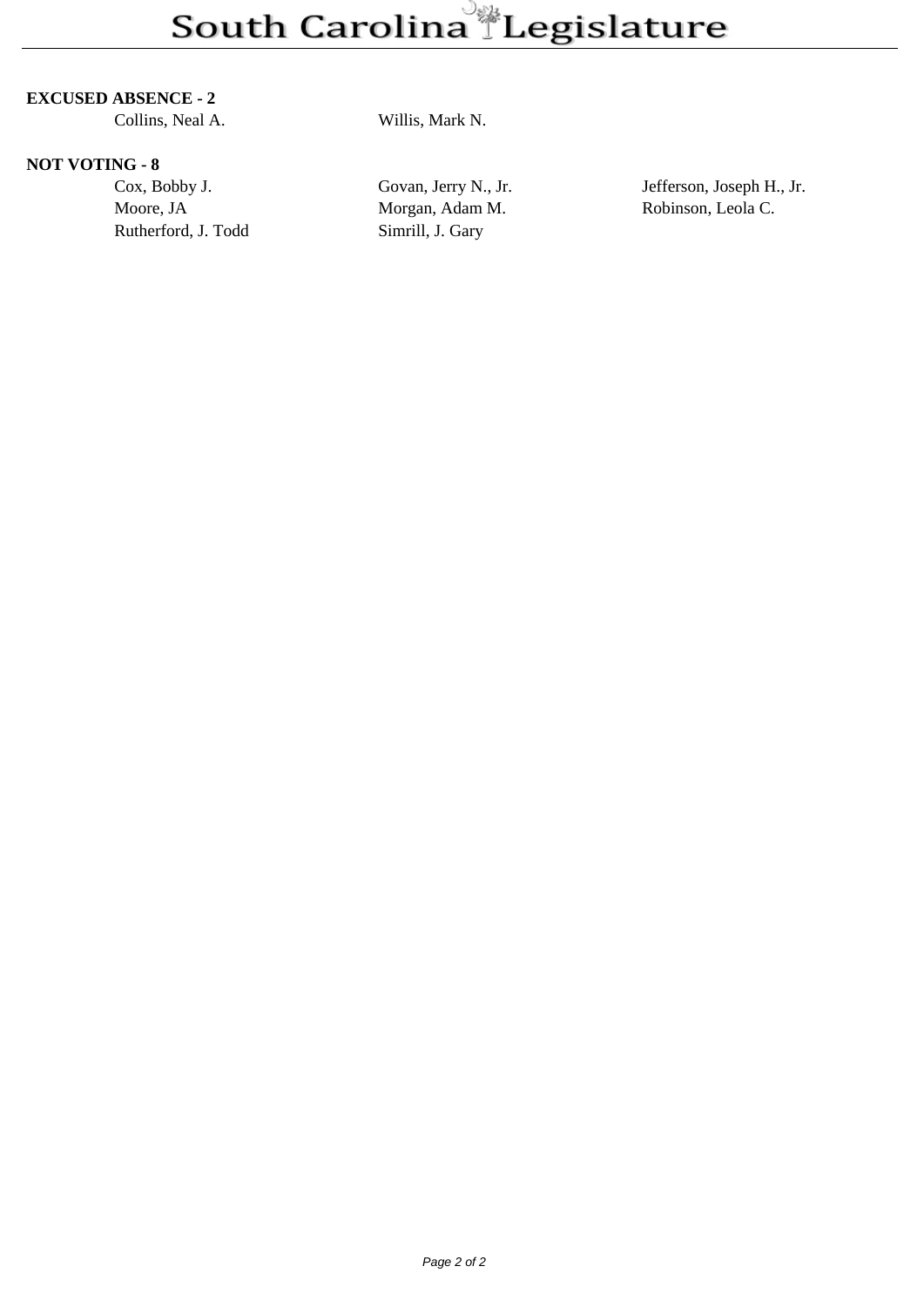**EXCUSED ABSENCE - 2**

| | |
|---|---|
| Collins, Neal A. | Willis, Mark N. |

**NOT VOTING - 8**

| | | |
|---|---|---|
| Cox, Bobby J. | Govan, Jerry N., Jr. | Jefferson, Joseph H., Jr. |
| Moore, JA | Morgan, Adam M. | Robinson, Leola C. |
| Rutherford, J. Todd | Simrill, J. Gary | |